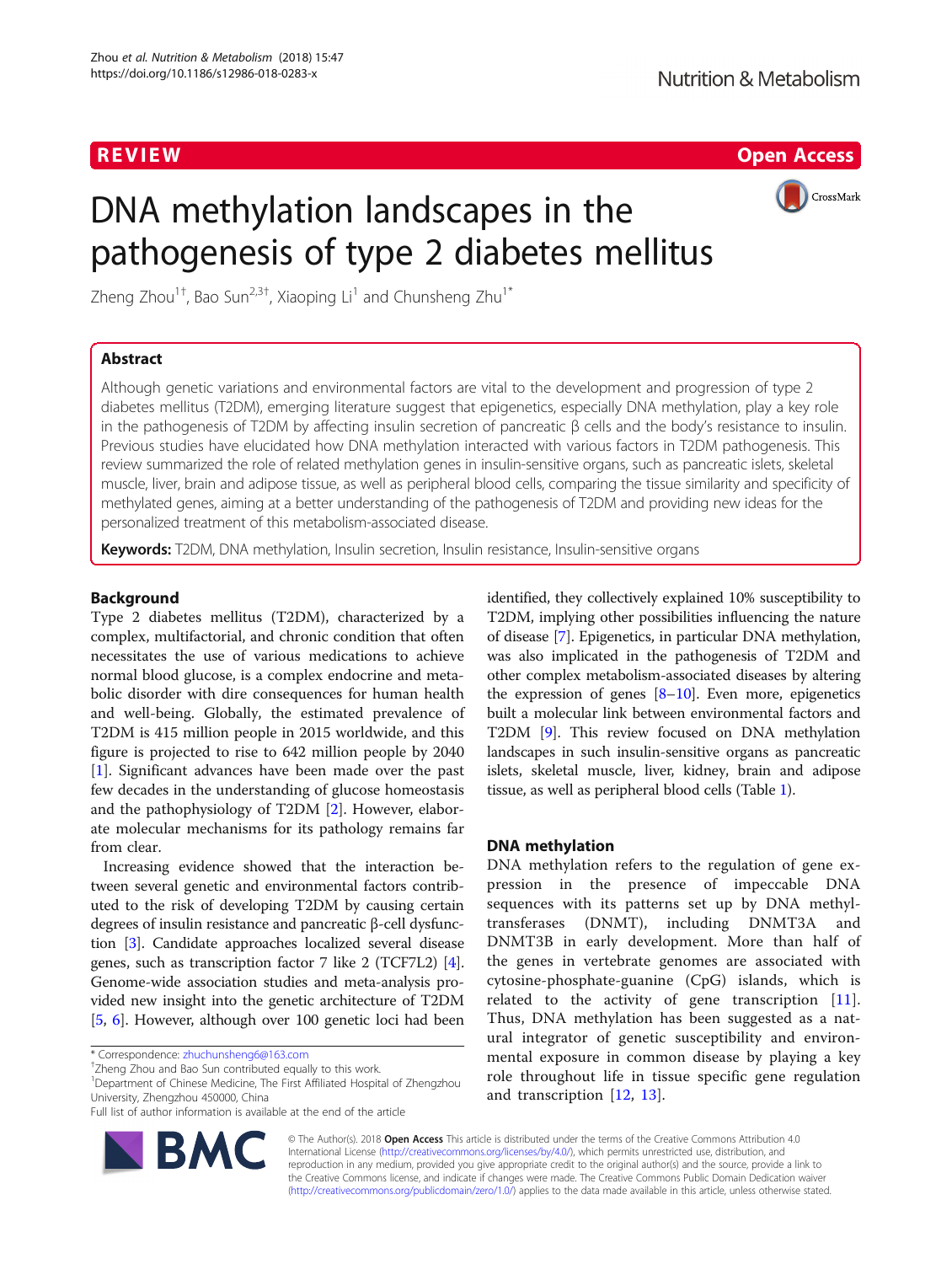REVIEW | Open Access

# DNA methylation landscapes in the pathogenesis of type 2 diabetes mellitus

Zheng Zhou[1†], Bao Sun[2,3†], Xiaoping Li[1] and Chunsheng Zhu[1*]

## Abstract

Although genetic variations and environmental factors are vital to the development and progression of type 2 diabetes mellitus (T2DM), emerging literature suggest that epigenetics, especially DNA methylation, play a key role in the pathogenesis of T2DM by affecting insulin secretion of pancreatic β cells and the body's resistance to insulin. Previous studies have elucidated how DNA methylation interacted with various factors in T2DM pathogenesis. This review summarized the role of related methylation genes in insulin-sensitive organs, such as pancreatic islets, skeletal muscle, liver, brain and adipose tissue, as well as peripheral blood cells, comparing the tissue similarity and specificity of methylated genes, aiming at a better understanding of the pathogenesis of T2DM and providing new ideas for the personalized treatment of this metabolism-associated disease.

**Keywords:** T2DM, DNA methylation, Insulin secretion, Insulin resistance, Insulin-sensitive organs

## Background

Type 2 diabetes mellitus (T2DM), characterized by a complex, multifactorial, and chronic condition that often necessitates the use of various medications to achieve normal blood glucose, is a complex endocrine and metabolic disorder with dire consequences for human health and well-being. Globally, the estimated prevalence of T2DM is 415 million people in 2015 worldwide, and this figure is projected to rise to 642 million people by 2040 [1]. Significant advances have been made over the past few decades in the understanding of glucose homeostasis and the pathophysiology of T2DM [2]. However, elaborate molecular mechanisms for its pathology remains far from clear.

Increasing evidence showed that the interaction between several genetic and environmental factors contributed to the risk of developing T2DM by causing certain degrees of insulin resistance and pancreatic β-cell dysfunction [3]. Candidate approaches localized several disease genes, such as transcription factor 7 like 2 (TCF7L2) [4]. Genome-wide association studies and meta-analysis provided new insight into the genetic architecture of T2DM [5, 6]. However, although over 100 genetic loci had been identified, they collectively explained 10% susceptibility to T2DM, implying other possibilities influencing the nature of disease [7]. Epigenetics, in particular DNA methylation, was also implicated in the pathogenesis of T2DM and other complex metabolism-associated diseases by altering the expression of genes [8–10]. Even more, epigenetics built a molecular link between environmental factors and T2DM [9]. This review focused on DNA methylation landscapes in such insulin-sensitive organs as pancreatic islets, skeletal muscle, liver, kidney, brain and adipose tissue, as well as peripheral blood cells (Table 1).

## DNA methylation

DNA methylation refers to the regulation of gene expression in the presence of impeccable DNA sequences with its patterns set up by DNA methyltransferases (DNMT), including DNMT3A and DNMT3B in early development. More than half of the genes in vertebrate genomes are associated with cytosine-phosphate-guanine (CpG) islands, which is related to the activity of gene transcription [11]. Thus, DNA methylation has been suggested as a natural integrator of genetic susceptibility and environmental exposure in common disease by playing a key role throughout life in tissue specific gene regulation and transcription [12, 13].

* Correspondence: zhuchunsheng6@163.com
†Zheng Zhou and Bao Sun contributed equally to this work.
[1]Department of Chinese Medicine, The First Affiliated Hospital of Zhengzhou University, Zhengzhou 450000, China
Full list of author information is available at the end of the article

© The Author(s). 2018 **Open Access** This article is distributed under the terms of the Creative Commons Attribution 4.0 International License (http://creativecommons.org/licenses/by/4.0/), which permits unrestricted use, distribution, and reproduction in any medium, provided you give appropriate credit to the original author(s) and the source, provide a link to the Creative Commons license, and indicate if changes were made. The Creative Commons Public Domain Dedication waiver (http://creativecommons.org/publicdomain/zero/1.0/) applies to the data made available in this article, unless otherwise stated.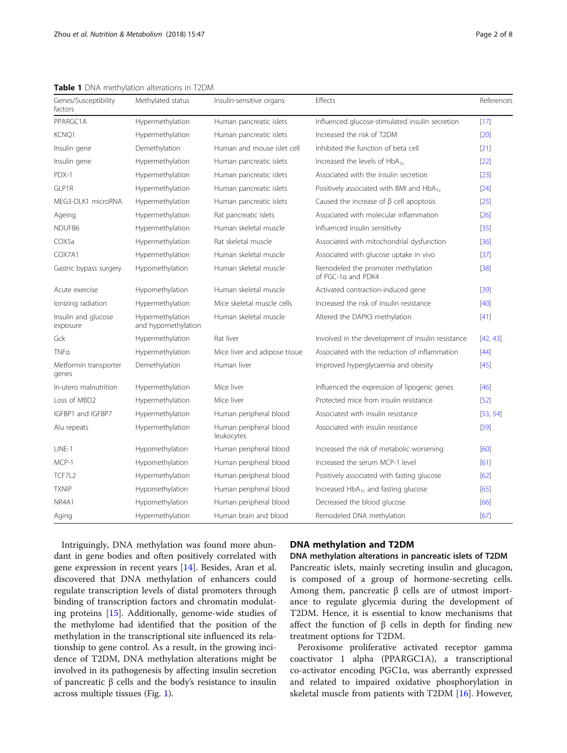**Table 1** DNA methylation alterations in T2DM

| Genes/Susceptibility factors | Methylated status | Insulin-sensitive organs | Effects | References |
|---|---|---|---|---|
| PPARGC1A | Hypermethylation | Human pancreatic islets | Influenced glucose-stimulated insulin secretion | [17] |
| KCNQ1 | Hypermethylation | Human pancreatic islets | Increased the risk of T2DM | [20] |
| Insulin gene | Demethylation | Human and mouse islet cell | Inhibited the function of beta cell | [21] |
| Insulin gene | Hypermethylation | Human pancreatic islets | Increased the levels of $HbA_{1c}$ | [22] |
| PDX-1 | Hypermethylation | Human pancreatic islets | Associated with the insulin secretion | [23] |
| GLP1R | Hypermethylation | Human pancreatic islets | Positively associated with BMI and $HbA_{1c}$ | [24] |
| MEG3-DLK1 microRNA | Hypermethylation | Human pancreatic islets | Caused the increase of β cell apoptosis | [25] |
| Ageing | Hypermethylation | Rat pancreatic islets | Associated with molecular inflammation | [26] |
| NDUFB6 | Hypermethylation | Human skeletal muscle | Influenced insulin sensitivity | [35] |
| COX5a | Hypermethylation | Rat skeletal muscle | Associated with mitochondrial dysfunction | [36] |
| COX7A1 | Hypermethylation | Human skeletal muscle | Associated with glucose uptake in vivo | [37] |
| Gastric bypass surgery | Hypomethylation | Human skeletal muscle | Remodeled the promoter methylation of PGC-1α and PDK4 | [38] |
| Acute exercise | Hypomethylation | Human skeletal muscle | Activated contraction-induced gene | [39] |
| Ionizing radiation | Hypermethylation | Mice skeletal muscle cells | Increased the risk of insulin resistance | [40] |
| Insulin and glucose exposure | Hypermethylation and hypomethylation | Human skeletal muscle | Altered the DAPK3 methylation | [41] |
| Gck | Hypermethylation | Rat liver | Involved in the development of insulin resistance | [42, 43] |
| TNFα | Hypermethylation | Mice liver and adipose tissue | Associated with the reduction of inflammation | [44] |
| Metformin transporter genes | Demethylation | Human liver | Improved hyperglycaemia and obesity | [45] |
| In-utero malnutrition | Hypermethylation | Mice liver | Influenced the expression of lipogenic genes | [46] |
| Loss of MBD2 | Hypermethylation | Mice liver | Protected mice from insulin resistance | [52] |
| IGFBP1 and IGFBP7 | Hypermethylation | Human peripheral blood | Associated with insulin resistance | [53, 54] |
| Alu repeats | Hypermethylation | Human peripheral blood leukocytes | Associated with insulin resistance | [59] |
| LINE-1 | Hypomethylation | Human peripheral blood | Increased the risk of metabolic worsening | [60] |
| MCP-1 | Hypomethylation | Human peripheral blood | Increased the serum MCP-1 level | [61] |
| TCF7L2 | Hypermethylation | Human peripheral blood | Positively associated with fasting glucose | [62] |
| TXNIP | Hypomethylation | Human peripheral blood | Increased $HbA_{1c}$ and fasting glucose | [65] |
| NR4A1 | Hypomethylation | Human peripheral blood | Decreased the blood glucose | [66] |
| Aging | Hypermethylation | Human brain and blood | Remodeled DNA methylation | [67] |

Intriguingly, DNA methylation was found more abundant in gene bodies and often positively correlated with gene expression in recent years [14]. Besides, Aran et al. discovered that DNA methylation of enhancers could regulate transcription levels of distal promoters through binding of transcription factors and chromatin modulating proteins [15]. Additionally, genome-wide studies of the methylome had identified that the position of the methylation in the transcriptional site influenced its relationship to gene control. As a result, in the growing incidence of T2DM, DNA methylation alterations might be involved in its pathogenesis by affecting insulin secretion of pancreatic β cells and the body's resistance to insulin across multiple tissues (Fig. 1).

## DNA methylation and T2DM

### DNA methylation alterations in pancreatic islets of T2DM

Pancreatic islets, mainly secreting insulin and glucagon, is composed of a group of hormone-secreting cells. Among them, pancreatic β cells are of utmost importance to regulate glycemia during the development of T2DM. Hence, it is essential to know mechanisms that affect the function of β cells in depth for finding new treatment options for T2DM.

Peroxisome proliferative activated receptor gamma coactivator 1 alpha (PPARGC1A), a transcriptional co-activator encoding PGC1α, was aberrantly expressed and related to impaired oxidative phosphorylation in skeletal muscle from patients with T2DM [16]. However,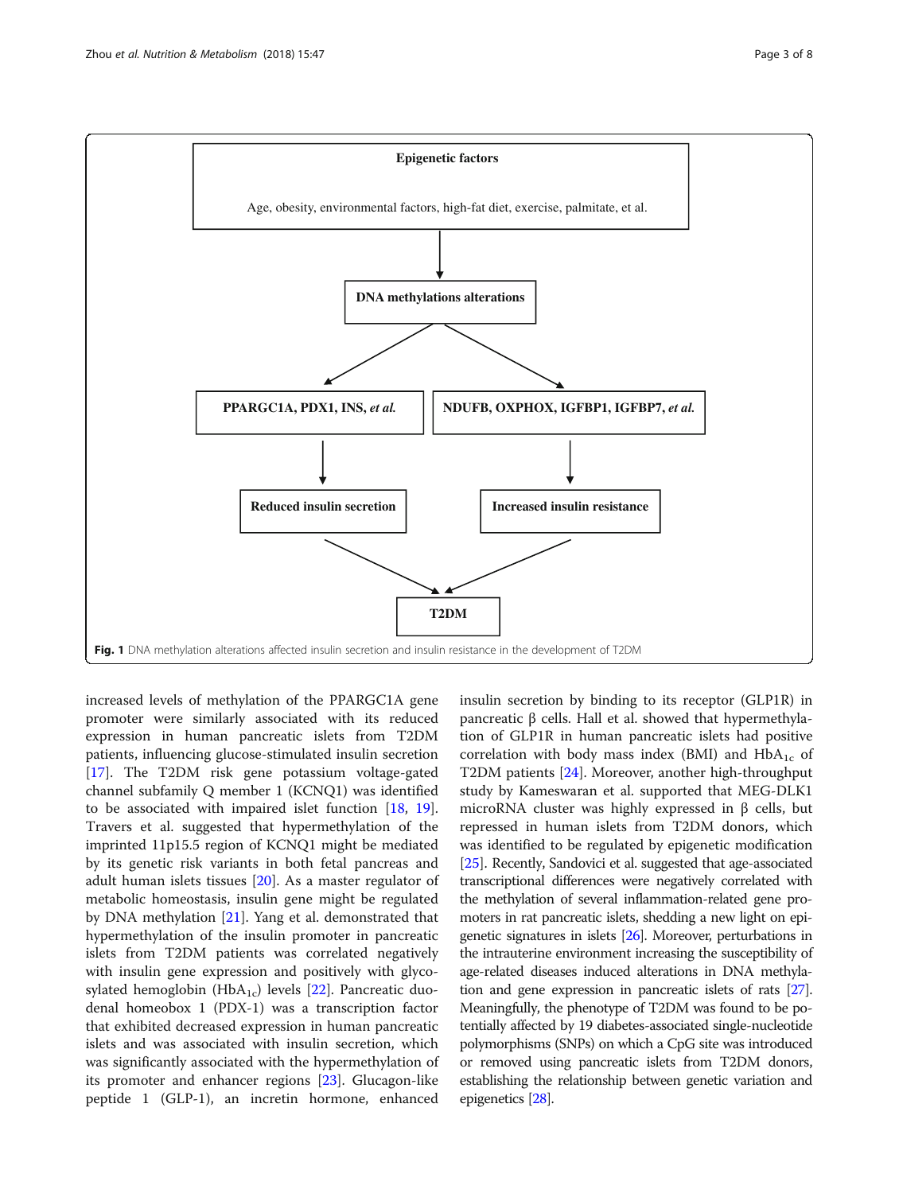Epigenetic factors

Age, obesity, environmental factors, high-fat diet, exercise, palmitate, et al.

DNA methylations alterations

PPARGC1A, PDX1, INS, *et al.*

NDUFB, OXPHOX, IGFBP1, IGFBP7, *et al.*

Reduced insulin secretion

Increased insulin resistance

T2DM

**Fig. 1** DNA methylation alterations affected insulin secretion and insulin resistance in the development of T2DM

increased levels of methylation of the PPARGC1A gene promoter were similarly associated with its reduced expression in human pancreatic islets from T2DM patients, influencing glucose-stimulated insulin secretion [17]. The T2DM risk gene potassium voltage-gated channel subfamily Q member 1 (KCNQ1) was identified to be associated with impaired islet function [18, 19]. Travers et al. suggested that hypermethylation of the imprinted 11p15.5 region of KCNQ1 might be mediated by its genetic risk variants in both fetal pancreas and adult human islets tissues [20]. As a master regulator of metabolic homeostasis, insulin gene might be regulated by DNA methylation [21]. Yang et al. demonstrated that hypermethylation of the insulin promoter in pancreatic islets from T2DM patients was correlated negatively with insulin gene expression and positively with glycosylated hemoglobin ($HbA_{1c}$) levels [22]. Pancreatic duodenal homeobox 1 (PDX-1) was a transcription factor that exhibited decreased expression in human pancreatic islets and was associated with insulin secretion, which was significantly associated with the hypermethylation of its promoter and enhancer regions [23]. Glucagon-like peptide 1 (GLP-1), an incretin hormone, enhanced insulin secretion by binding to its receptor (GLP1R) in pancreatic β cells. Hall et al. showed that hypermethylation of GLP1R in human pancreatic islets had positive correlation with body mass index (BMI) and $HbA_{1c}$ of T2DM patients [24]. Moreover, another high-throughput study by Kameswaran et al. supported that MEG-DLK1 microRNA cluster was highly expressed in β cells, but repressed in human islets from T2DM donors, which was identified to be regulated by epigenetic modification [25]. Recently, Sandovici et al. suggested that age-associated transcriptional differences were negatively correlated with the methylation of several inflammation-related gene promoters in rat pancreatic islets, shedding a new light on epigenetic signatures in islets [26]. Moreover, perturbations in the intrauterine environment increasing the susceptibility of age-related diseases induced alterations in DNA methylation and gene expression in pancreatic islets of rats [27]. Meaningfully, the phenotype of T2DM was found to be potentially affected by 19 diabetes-associated single-nucleotide polymorphisms (SNPs) on which a CpG site was introduced or removed using pancreatic islets from T2DM donors, establishing the relationship between genetic variation and epigenetics [28].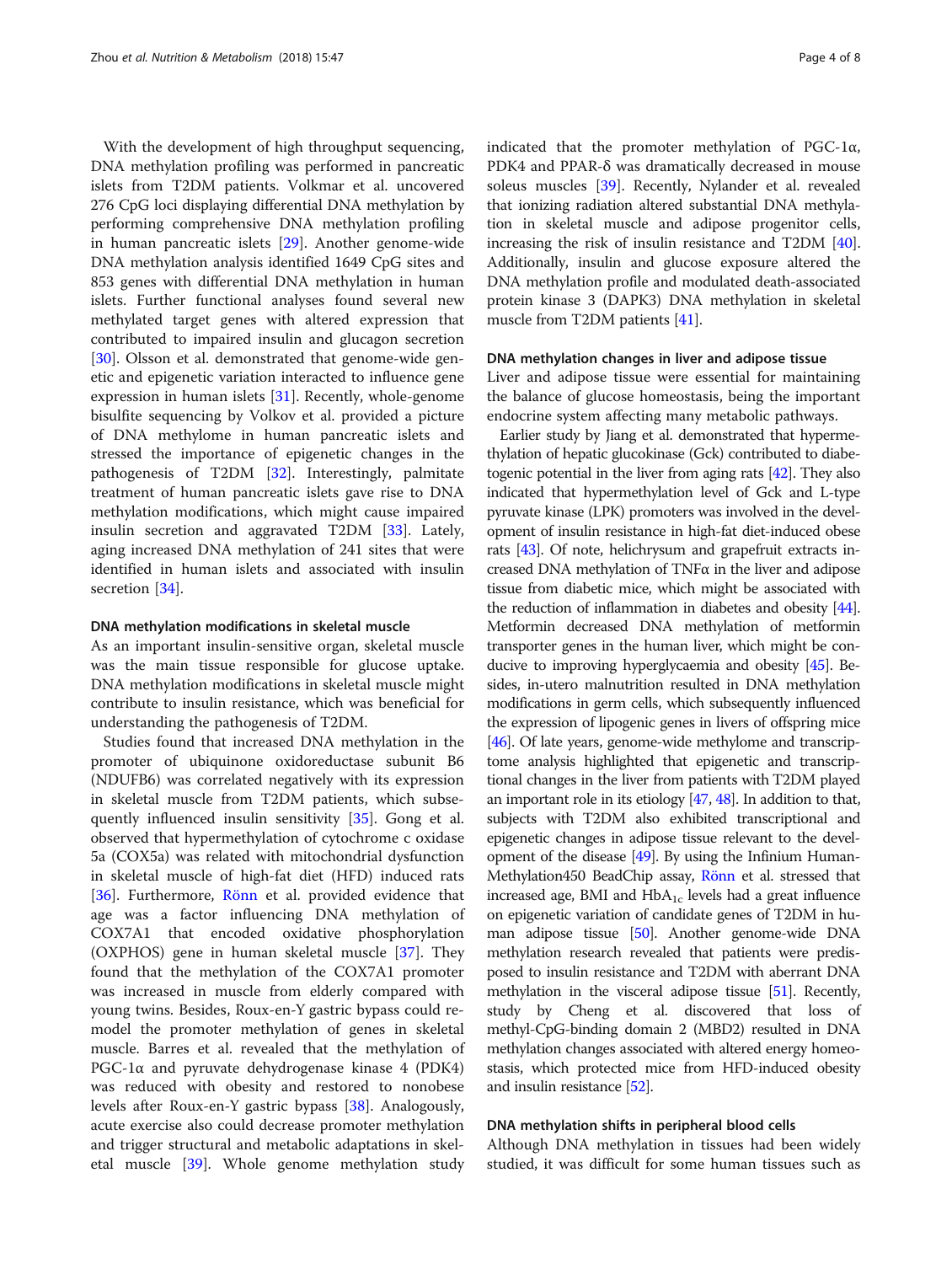With the development of high throughput sequencing, DNA methylation profiling was performed in pancreatic islets from T2DM patients. Volkmar et al. uncovered 276 CpG loci displaying differential DNA methylation by performing comprehensive DNA methylation profiling in human pancreatic islets [29]. Another genome-wide DNA methylation analysis identified 1649 CpG sites and 853 genes with differential DNA methylation in human islets. Further functional analyses found several new methylated target genes with altered expression that contributed to impaired insulin and glucagon secretion [30]. Olsson et al. demonstrated that genome-wide genetic and epigenetic variation interacted to influence gene expression in human islets [31]. Recently, whole-genome bisulfite sequencing by Volkov et al. provided a picture of DNA methylome in human pancreatic islets and stressed the importance of epigenetic changes in the pathogenesis of T2DM [32]. Interestingly, palmitate treatment of human pancreatic islets gave rise to DNA methylation modifications, which might cause impaired insulin secretion and aggravated T2DM [33]. Lately, aging increased DNA methylation of 241 sites that were identified in human islets and associated with insulin secretion [34].

#### DNA methylation modifications in skeletal muscle

As an important insulin-sensitive organ, skeletal muscle was the main tissue responsible for glucose uptake. DNA methylation modifications in skeletal muscle might contribute to insulin resistance, which was beneficial for understanding the pathogenesis of T2DM.

Studies found that increased DNA methylation in the promoter of ubiquinone oxidoreductase subunit B6 (NDUFB6) was correlated negatively with its expression in skeletal muscle from T2DM patients, which subsequently influenced insulin sensitivity [35]. Gong et al. observed that hypermethylation of cytochrome c oxidase 5a (COX5a) was related with mitochondrial dysfunction in skeletal muscle of high-fat diet (HFD) induced rats [36]. Furthermore, Rönn et al. provided evidence that age was a factor influencing DNA methylation of COX7A1 that encoded oxidative phosphorylation (OXPHOS) gene in human skeletal muscle [37]. They found that the methylation of the COX7A1 promoter was increased in muscle from elderly compared with young twins. Besides, Roux-en-Y gastric bypass could remodel the promoter methylation of genes in skeletal muscle. Barres et al. revealed that the methylation of PGC-1α and pyruvate dehydrogenase kinase 4 (PDK4) was reduced with obesity and restored to nonobese levels after Roux-en-Y gastric bypass [38]. Analogously, acute exercise also could decrease promoter methylation and trigger structural and metabolic adaptations in skeletal muscle [39]. Whole genome methylation study indicated that the promoter methylation of PGC-1α, PDK4 and PPAR-δ was dramatically decreased in mouse soleus muscles [39]. Recently, Nylander et al. revealed that ionizing radiation altered substantial DNA methylation in skeletal muscle and adipose progenitor cells, increasing the risk of insulin resistance and T2DM [40]. Additionally, insulin and glucose exposure altered the DNA methylation profile and modulated death-associated protein kinase 3 (DAPK3) DNA methylation in skeletal muscle from T2DM patients [41].

#### DNA methylation changes in liver and adipose tissue

Liver and adipose tissue were essential for maintaining the balance of glucose homeostasis, being the important endocrine system affecting many metabolic pathways.

Earlier study by Jiang et al. demonstrated that hypermethylation of hepatic glucokinase (Gck) contributed to diabetogenic potential in the liver from aging rats [42]. They also indicated that hypermethylation level of Gck and L-type pyruvate kinase (LPK) promoters was involved in the development of insulin resistance in high-fat diet-induced obese rats [43]. Of note, helichrysum and grapefruit extracts increased DNA methylation of TNFα in the liver and adipose tissue from diabetic mice, which might be associated with the reduction of inflammation in diabetes and obesity [44]. Metformin decreased DNA methylation of metformin transporter genes in the human liver, which might be conducive to improving hyperglycaemia and obesity [45]. Besides, in-utero malnutrition resulted in DNA methylation modifications in germ cells, which subsequently influenced the expression of lipogenic genes in livers of offspring mice [46]. Of late years, genome-wide methylome and transcriptome analysis highlighted that epigenetic and transcriptional changes in the liver from patients with T2DM played an important role in its etiology [47, 48]. In addition to that, subjects with T2DM also exhibited transcriptional and epigenetic changes in adipose tissue relevant to the development of the disease [49]. By using the Infinium HumanMethylation450 BeadChip assay, Rönn et al. stressed that increased age, BMI and $HbA_{1c}$ levels had a great influence on epigenetic variation of candidate genes of T2DM in human adipose tissue [50]. Another genome-wide DNA methylation research revealed that patients were predisposed to insulin resistance and T2DM with aberrant DNA methylation in the visceral adipose tissue [51]. Recently, study by Cheng et al. discovered that loss of methyl-CpG-binding domain 2 (MBD2) resulted in DNA methylation changes associated with altered energy homeostasis, which protected mice from HFD-induced obesity and insulin resistance [52].

#### DNA methylation shifts in peripheral blood cells

Although DNA methylation in tissues had been widely studied, it was difficult for some human tissues such as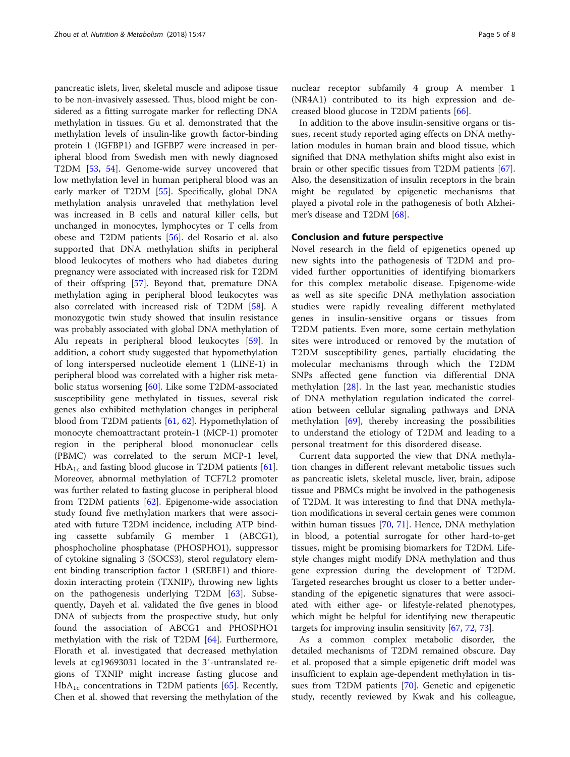pancreatic islets, liver, skeletal muscle and adipose tissue to be non-invasively assessed. Thus, blood might be considered as a fitting surrogate marker for reflecting DNA methylation in tissues. Gu et al. demonstrated that the methylation levels of insulin-like growth factor-binding protein 1 (IGFBP1) and IGFBP7 were increased in peripheral blood from Swedish men with newly diagnosed T2DM [53, 54]. Genome-wide survey uncovered that low methylation level in human peripheral blood was an early marker of T2DM [55]. Specifically, global DNA methylation analysis unraveled that methylation level was increased in B cells and natural killer cells, but unchanged in monocytes, lymphocytes or T cells from obese and T2DM patients [56]. del Rosario et al. also supported that DNA methylation shifts in peripheral blood leukocytes of mothers who had diabetes during pregnancy were associated with increased risk for T2DM of their offspring [57]. Beyond that, premature DNA methylation aging in peripheral blood leukocytes was also correlated with increased risk of T2DM [58]. A monozygotic twin study showed that insulin resistance was probably associated with global DNA methylation of Alu repeats in peripheral blood leukocytes [59]. In addition, a cohort study suggested that hypomethylation of long interspersed nucleotide element 1 (LINE-1) in peripheral blood was correlated with a higher risk metabolic status worsening [60]. Like some T2DM-associated susceptibility gene methylated in tissues, several risk genes also exhibited methylation changes in peripheral blood from T2DM patients [61, 62]. Hypomethylation of monocyte chemoattractant protein-1 (MCP-1) promoter region in the peripheral blood mononuclear cells (PBMC) was correlated to the serum MCP-1 level, $HbA_{1c}$ and fasting blood glucose in T2DM patients [61]. Moreover, abnormal methylation of TCF7L2 promoter was further related to fasting glucose in peripheral blood from T2DM patients [62]. Epigenome-wide association study found five methylation markers that were associated with future T2DM incidence, including ATP binding cassette subfamily G member 1 (ABCG1), phosphocholine phosphatase (PHOSPHO1), suppressor of cytokine signaling 3 (SOCS3), sterol regulatory element binding transcription factor 1 (SREBF1) and thioredoxin interacting protein (TXNIP), throwing new lights on the pathogenesis underlying T2DM [63]. Subsequently, Dayeh et al. validated the five genes in blood DNA of subjects from the prospective study, but only found the association of ABCG1 and PHOSPHO1 methylation with the risk of T2DM [64]. Furthermore, Florath et al. investigated that decreased methylation levels at cg19693031 located in the 3′-untranslated regions of TXNIP might increase fasting glucose and $HbA_{1c}$ concentrations in T2DM patients [65]. Recently, Chen et al. showed that reversing the methylation of the nuclear receptor subfamily 4 group A member 1 (NR4A1) contributed to its high expression and decreased blood glucose in T2DM patients [66].

In addition to the above insulin-sensitive organs or tissues, recent study reported aging effects on DNA methylation modules in human brain and blood tissue, which signified that DNA methylation shifts might also exist in brain or other specific tissues from T2DM patients [67]. Also, the desensitization of insulin receptors in the brain might be regulated by epigenetic mechanisms that played a pivotal role in the pathogenesis of both Alzheimer's disease and T2DM [68].

## Conclusion and future perspective

Novel research in the field of epigenetics opened up new sights into the pathogenesis of T2DM and provided further opportunities of identifying biomarkers for this complex metabolic disease. Epigenome-wide as well as site specific DNA methylation association studies were rapidly revealing different methylated genes in insulin-sensitive organs or tissues from T2DM patients. Even more, some certain methylation sites were introduced or removed by the mutation of T2DM susceptibility genes, partially elucidating the molecular mechanisms through which the T2DM SNPs affected gene function via differential DNA methylation [28]. In the last year, mechanistic studies of DNA methylation regulation indicated the correlation between cellular signaling pathways and DNA methylation [69], thereby increasing the possibilities to understand the etiology of T2DM and leading to a personal treatment for this disordered disease.

Current data supported the view that DNA methylation changes in different relevant metabolic tissues such as pancreatic islets, skeletal muscle, liver, brain, adipose tissue and PBMCs might be involved in the pathogenesis of T2DM. It was interesting to find that DNA methylation modifications in several certain genes were common within human tissues [70, 71]. Hence, DNA methylation in blood, a potential surrogate for other hard-to-get tissues, might be promising biomarkers for T2DM. Lifestyle changes might modify DNA methylation and thus gene expression during the development of T2DM. Targeted researches brought us closer to a better understanding of the epigenetic signatures that were associated with either age- or lifestyle-related phenotypes, which might be helpful for identifying new therapeutic targets for improving insulin sensitivity [67, 72, 73].

As a common complex metabolic disorder, the detailed mechanisms of T2DM remained obscure. Day et al. proposed that a simple epigenetic drift model was insufficient to explain age-dependent methylation in tissues from T2DM patients [70]. Genetic and epigenetic study, recently reviewed by Kwak and his colleague,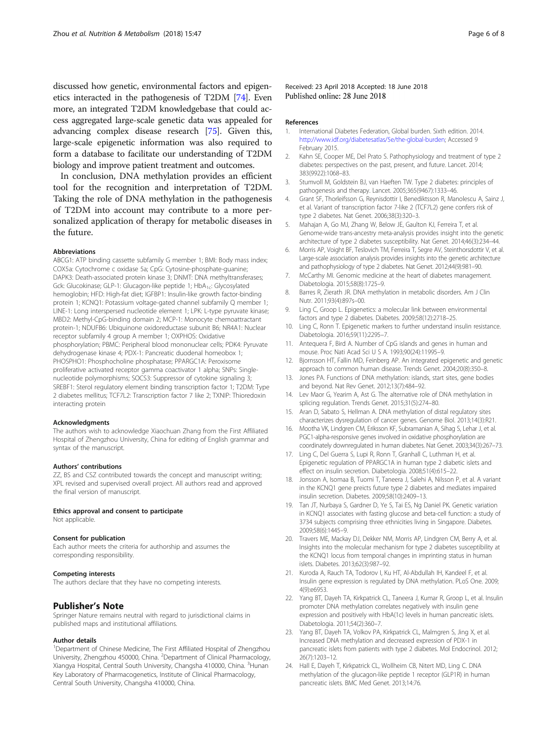discussed how genetic, environmental factors and epigenetics interacted in the pathogenesis of T2DM [74]. Even more, an integrated T2DM knowledgebase that could access aggregated large-scale genetic data was appealed for advancing complex disease research [75]. Given this, large-scale epigenetic information was also required to form a database to facilitate our understanding of T2DM biology and improve patient treatment and outcomes.

In conclusion, DNA methylation provides an efficient tool for the recognition and interpretation of T2DM. Taking the role of DNA methylation in the pathogenesis of T2DM into account may contribute to a more personalized application of therapy for metabolic diseases in the future.

#### Abbreviations

ABCG1: ATP binding cassette subfamily G member 1; BMI: Body mass index; COX5a: Cytochrome c oxidase 5a; CpG: Cytosine-phosphate-guanine; DAPK3: Death-associated protein kinase 3; DNMT: DNA methyltransferases; Gck: Glucokinase; GLP-1: Glucagon-like peptide 1; $HbA_{1c}$: Glycosylated hemoglobin; HFD: High-fat diet; IGFBP1: Insulin-like growth factor-binding protein 1; KCNQ1: Potassium voltage-gated channel subfamily Q member 1; LINE-1: Long interspersed nucleotide element 1; LPK: L-type pyruvate kinase; MBD2: Methyl-CpG-binding domain 2; MCP-1: Monocyte chemoattractant protein-1; NDUFB6: Ubiquinone oxidoreductase subunit B6; NR4A1: Nuclear receptor subfamily 4 group A member 1; OXPHOS: Oxidative phosphorylation; PBMC: Peripheral blood mononuclear cells; PDK4: Pyruvate dehydrogenase kinase 4; PDX-1: Pancreatic duodenal homeobox 1; PHOSPHO1: Phosphocholine phosphatase; PPARGC1A: Peroxisome proliferative activated receptor gamma coactivator 1 alpha; SNPs: Single-nucleotide polymorphisms; SOCS3: Suppressor of cytokine signaling 3; SREBF1: Sterol regulatory element binding transcription factor 1; T2DM: Type 2 diabetes mellitus; TCF7L2: Transcription factor 7 like 2; TXNIP: Thioredoxin interacting protein

#### Acknowledgments

The authors wish to acknowledge Xiaochuan Zhang from the First Affiliated Hospital of Zhengzhou University, China for editing of English grammar and syntax of the manuscript.

#### Authors' contributions

ZZ, BS and CSZ contributed towards the concept and manuscript writing; XPL revised and supervised overall project. All authors read and approved the final version of manuscript.

#### Ethics approval and consent to participate

Not applicable.

#### Consent for publication

Each author meets the criteria for authorship and assumes the corresponding responsibility.

#### Competing interests

The authors declare that they have no competing interests.

## Publisher's Note

Springer Nature remains neutral with regard to jurisdictional claims in published maps and institutional affiliations.

#### Author details

[1]Department of Chinese Medicine, The First Affiliated Hospital of Zhengzhou University, Zhengzhou 450000, China. [2]Department of Clinical Pharmacology, Xiangya Hospital, Central South University, Changsha 410000, China. [3]Hunan Key Laboratory of Pharmacogenetics, Institute of Clinical Pharmacology, Central South University, Changsha 410000, China.

Received: 23 April 2018 Accepted: 18 June 2018
Published online: 28 June 2018

#### References

1. International Diabetes Federation, Global burden. Sixth edition. 2014. http://www.idf.org/diabetesatlas/5e/the-global-burden; Accessed 9 February 2015.
2. Kahn SE, Cooper ME, Del Prato S. Pathophysiology and treatment of type 2 diabetes: perspectives on the past, present, and future. Lancet. 2014; 383(9922):1068–83.
3. Stumvoll M, Goldstein BJ, van Haeften TW. Type 2 diabetes: principles of pathogenesis and therapy. Lancet. 2005;365(9467):1333–46.
4. Grant SF, Thorleifsson G, Reynisdottir I, Benediktsson R, Manolescu A, Sainz J, et al. Variant of transcription factor 7-like 2 (TCF7L2) gene confers risk of type 2 diabetes. Nat Genet. 2006;38(3):320–3.
5. Mahajan A, Go MJ, Zhang W, Below JE, Gaulton KJ, Ferreira T, et al. Genome-wide trans-ancestry meta-analysis provides insight into the genetic architecture of type 2 diabetes susceptibility. Nat Genet. 2014;46(3):234–44.
6. Morris AP, Voight BF, Teslovich TM, Ferreira T, Segre AV, Steinthorsdottir V, et al. Large-scale association analysis provides insights into the genetic architecture and pathophysiology of type 2 diabetes. Nat Genet. 2012;44(9):981–90.
7. McCarthy MI. Genomic medicine at the heart of diabetes management. Diabetologia. 2015;58(8):1725–9.
8. Barres R, Zierath JR. DNA methylation in metabolic disorders. Am J Clin Nutr. 2011;93(4):897s–00.
9. Ling C, Groop L. Epigenetics: a molecular link between environmental factors and type 2 diabetes. Diabetes. 2009;58(12):2718–25.
10. Ling C, Ronn T. Epigenetic markers to further understand insulin resistance. Diabetologia. 2016;59(11):2295–7.
11. Antequera F, Bird A. Number of CpG islands and genes in human and mouse. Proc Nati Acad Sci U S A. 1993;90(24):11995–9.
12. Bjornsson HT, Fallin MD, Feinberg AP. An integrated epigenetic and genetic approach to common human disease. Trends Genet. 2004;20(8):350–8.
13. Jones PA. Functions of DNA methylation: islands, start sites, gene bodies and beyond. Nat Rev Genet. 2012;13(7):484–92.
14. Lev Maor G, Yearim A, Ast G. The alternative role of DNA methylation in splicing regulation. Trends Genet. 2015;31(5):274–80.
15. Aran D, Sabato S, Hellman A. DNA methylation of distal regulatory sites characterizes dysregulation of cancer genes. Genome Biol. 2013;14(3):R21.
16. Mootha VK, Lindgren CM, Eriksson KF, Subramanian A, Sihag S, Lehar J, et al. PGC1-alpha-responsive genes involved in oxidative phosphorylation are coordinately downregulated in human diabetes. Nat Genet. 2003;34(3):267–73.
17. Ling C, Del Guerra S, Lupi R, Ronn T, Granhall C, Luthman H, et al. Epigenetic regulation of PPARGC1A in human type 2 diabetic islets and effect on insulin secretion. Diabetologia. 2008;51(4):615–22.
18. Jonsson A, Isomaa B, Tuomi T, Taneera J, Salehi A, Nilsson P, et al. A variant in the KCNQ1 gene preicts future type 2 diabetes and mediates impaired insulin secretion. Diabetes. 2009;58(10):2409–13.
19. Tan JT, Nurbaya S, Gardner D, Ye S, Tai ES, Ng Daniel PK. Genetic variation in KCNQ1 associates with fasting glucose and beta-cell function: a study of 3734 subjects comprising three ethnicities living in Singapore. Diabetes. 2009;58(6):1445–9.
20. Travers ME, Mackay DJ, Dekker NM, Morris AP, Lindgren CM, Berry A, et al. Insights into the molecular mechanism for type 2 diabetes susceptibility at the KCNQ1 locus from temporal changes in imprinting status in human islets. Diabetes. 2013;62(3):987–92.
21. Kuroda A, Rauch TA, Todorov I, Ku HT, Al-Abdullah IH, Kandeel F, et al. Insulin gene expression is regulated by DNA methylation. PLoS One. 2009; 4(9):e6953.
22. Yang BT, Dayeh TA, Kirkpatrick CL, Taneera J, Kumar R, Groop L, et al. Insulin promoter DNA methylation correlates negatively with insulin gene expression and positively with HbA(1c) levels in human pancreatic islets. Diabetologia. 2011;54(2):360–7.
23. Yang BT, Dayeh TA, Volkov PA, Kirkpatrick CL, Malmgren S, Jing X, et al. Increased DNA methylation and decreased expression of PDX-1 in pancreatic islets from patients with type 2 diabetes. Mol Endocrinol. 2012; 26(7):1203–12.
24. Hall E, Dayeh T, Kirkpatrick CL, Wollheim CB, Nitert MD, Ling C. DNA methylation of the glucagon-like peptide 1 receptor (GLP1R) in human pancreatic islets. BMC Med Genet. 2013;14:76.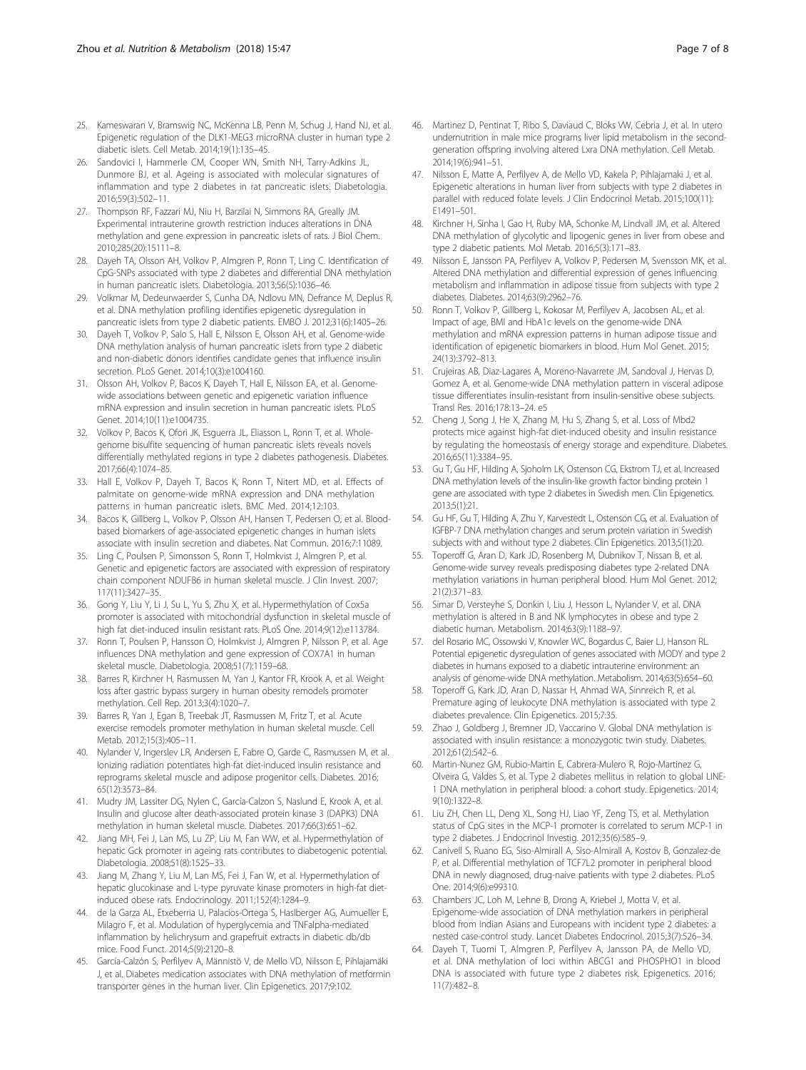25. Kameswaran V, Bramswig NC, McKenna LB, Penn M, Schug J, Hand NJ, et al. Epigenetic regulation of the DLK1-MEG3 microRNA cluster in human type 2 diabetic islets. Cell Metab. 2014;19(1):135–45.
26. Sandovici I, Hammerle CM, Cooper WN, Smith NH, Tarry-Adkins JL, Dunmore BJ, et al. Ageing is associated with molecular signatures of inflammation and type 2 diabetes in rat pancreatic islets. Diabetologia. 2016;59(3):502–11.
27. Thompson RF, Fazzari MJ, Niu H, Barzilai N, Simmons RA, Greally JM. Experimental intrauterine growth restriction induces alterations in DNA methylation and gene expression in pancreatic islets of rats. J Biol Chem. 2010;285(20):15111–8.
28. Dayeh TA, Olsson AH, Volkov P, Almgren P, Ronn T, Ling C. Identification of CpG-SNPs associated with type 2 diabetes and differential DNA methylation in human pancreatic islets. Diabetologia. 2013;56(5):1036–46.
29. Volkmar M, Dedeurwaerder S, Cunha DA, Ndlovu MN, Defrance M, Deplus R, et al. DNA methylation profiling identifies epigenetic dysregulation in pancreatic islets from type 2 diabetic patients. EMBO J. 2012;31(6):1405–26.
30. Dayeh T, Volkov P, Salo S, Hall E, Nilsson E, Olsson AH, et al. Genome-wide DNA methylation analysis of human pancreatic islets from type 2 diabetic and non-diabetic donors identifies candidate genes that influence insulin secretion. PLoS Genet. 2014;10(3):e1004160.
31. Olsson AH, Volkov P, Bacos K, Dayeh T, Hall E, Nilsson EA, et al. Genome-wide associations between genetic and epigenetic variation influence mRNA expression and insulin secretion in human pancreatic islets. PLoS Genet. 2014;10(11):e1004735.
32. Volkov P, Bacos K, Ofori JK, Esguerra JL, Eliasson L, Ronn T, et al. Whole-genome bisulfite sequencing of human pancreatic islets reveals novel differentially methylated regions in type 2 diabetes pathogenesis. Diabetes. 2017;66(4):1074–85.
33. Hall E, Volkov P, Dayeh T, Bacos K, Ronn T, Nitert MD, et al. Effects of palmitate on genome-wide mRNA expression and DNA methylation patterns in human pancreatic islets. BMC Med. 2014;12:103.
34. Bacos K, Gillberg L, Volkov P, Olsson AH, Hansen T, Pedersen O, et al. Blood-based biomarkers of age-associated epigenetic changes in human islets associate with insulin secretion and diabetes. Nat Commun. 2016;7:11089.
35. Ling C, Poulsen P, Simonsson S, Ronn T, Holmkvist J, Almgren P, et al. Genetic and epigenetic factors are associated with expression of respiratory chain component NDUFB6 in human skeletal muscle. J Clin Invest. 2007; 117(11):3427–35.
36. Gong Y, Liu Y, Li J, Su L, Yu S, Zhu X, et al. Hypermethylation of Cox5a promoter is associated with mitochondrial dysfunction in skeletal muscle of high fat diet-induced insulin resistant rats. PLoS One. 2014;9(12):e113784.
37. Ronn T, Poulsen P, Hansson O, Holmkvist J, Almgren P, Nilsson P, et al. Age influences DNA methylation and gene expression of COX7A1 in human skeletal muscle. Diabetologia. 2008;51(7):1159–68.
38. Barres R, Kirchner H, Rasmussen M, Yan J, Kantor FR, Krook A, et al. Weight loss after gastric bypass surgery in human obesity remodels promoter methylation. Cell Rep. 2013;3(4):1020–7.
39. Barres R, Yan J, Egan B, Treebak JT, Rasmussen M, Fritz T, et al. Acute exercise remodels promoter methylation in human skeletal muscle. Cell Metab. 2012;15(3):405–11.
40. Nylander V, Ingerslev LR, Andersen E, Fabre O, Garde C, Rasmussen M, et al. Ionizing radiation potentiates high-fat diet-induced insulin resistance and reprograms skeletal muscle and adipose progenitor cells. Diabetes. 2016; 65(12):3573–84.
41. Mudry JM, Lassiter DG, Nylen C, García-Calzon S, Naslund E, Krook A, et al. Insulin and glucose alter death-associated protein kinase 3 (DAPK3) DNA methylation in human skeletal muscle. Diabetes. 2017;66(3):651–62.
42. Jiang MH, Fei J, Lan MS, Lu ZP, Liu M, Fan WW, et al. Hypermethylation of hepatic Gck promoter in ageing rats contributes to diabetogenic potential. Diabetologia. 2008;51(8):1525–33.
43. Jiang M, Zhang Y, Liu M, Lan MS, Fei J, Fan W, et al. Hypermethylation of hepatic glucokinase and L-type pyruvate kinase promoters in high-fat diet-induced obese rats. Endocrinology. 2011;152(4):1284–9.
44. de la Garza AL, Etxeberria U, Palacios-Ortega S, Haslberger AG, Aumueller E, Milagro F, et al. Modulation of hyperglycemia and TNFalpha-mediated inflammation by helichrysum and grapefruit extracts in diabetic db/db mice. Food Funct. 2014;5(9):2120–8.
45. García-Calzón S, Perfilyev A, Männistö V, de Mello VD, Nilsson E, Pihlajamäki J, et al. Diabetes medication associates with DNA methylation of metformin transporter genes in the human liver. Clin Epigenetics. 2017;9:102.
46. Martinez D, Pentinat T, Ribo S, Daviaud C, Bloks VW, Cebria J, et al. In utero undernutrition in male mice programs liver lipid metabolism in the second-generation offspring involving altered Lxra DNA methylation. Cell Metab. 2014;19(6):941–51.
47. Nilsson E, Matte A, Perfilyev A, de Mello VD, Kakela P, Pihlajamaki J, et al. Epigenetic alterations in human liver from subjects with type 2 diabetes in parallel with reduced folate levels. J Clin Endocrinol Metab. 2015;100(11): E1491–501.
48. Kirchner H, Sinha I, Gao H, Ruby MA, Schonke M, Lindvall JM, et al. Altered DNA methylation of glycolytic and lipogenic genes in liver from obese and type 2 diabetic patients. Mol Metab. 2016;5(3):171–83.
49. Nilsson E, Jansson PA, Perfilyev A, Volkov P, Pedersen M, Svensson MK, et al. Altered DNA methylation and differential expression of genes influencing metabolism and inflammation in adipose tissue from subjects with type 2 diabetes. Diabetes. 2014;63(9):2962–76.
50. Ronn T, Volkov P, Gillberg L, Kokosar M, Perfilyev A, Jacobsen AL, et al. Impact of age, BMI and HbA1c levels on the genome-wide DNA methylation and mRNA expression patterns in human adipose tissue and identification of epigenetic biomarkers in blood. Hum Mol Genet. 2015; 24(13):3792–813.
51. Crujeiras AB, Diaz-Lagares A, Moreno-Navarrete JM, Sandoval J, Hervas D, Gomez A, et al. Genome-wide DNA methylation pattern in visceral adipose tissue differentiates insulin-resistant from insulin-sensitive obese subjects. Transl Res. 2016;178:13–24. e5
52. Cheng J, Song J, He X, Zhang M, Hu S, Zhang S, et al. Loss of Mbd2 protects mice against high-fat diet-induced obesity and insulin resistance by regulating the homeostasis of energy storage and expenditure. Diabetes. 2016;65(11):3384–95.
53. Gu T, Gu HF, Hilding A, Sjoholm LK, Ostenson CG, Ekstrom TJ, et al. Increased DNA methylation levels of the insulin-like growth factor binding protein 1 gene are associated with type 2 diabetes in Swedish men. Clin Epigenetics. 2013;5(1):21.
54. Gu HF, Gu T, Hilding A, Zhu Y, Karvestedt L, Ostenson CG, et al. Evaluation of IGFBP-7 DNA methylation changes and serum protein variation in Swedish subjects with and without type 2 diabetes. Clin Epigenetics. 2013;5(1):20.
55. Toperoff G, Aran D, Kark JD, Rosenberg M, Dubnikov T, Nissan B, et al. Genome-wide survey reveals predisposing diabetes type 2-related DNA methylation variations in human peripheral blood. Hum Mol Genet. 2012; 21(2):371–83.
56. Simar D, Versteyhe S, Donkin I, Liu J, Hesson L, Nylander V, et al. DNA methylation is altered in B and NK lymphocytes in obese and type 2 diabetic human. Metabolism. 2014;63(9):1188–97.
57. del Rosario MC, Ossowski V, Knowler WC, Bogardus C, Baier LJ, Hanson RL. Potential epigenetic dysregulation of genes associated with MODY and type 2 diabetes in humans exposed to a diabetic intrauterine environment: an analysis of genome-wide DNA methylation. Metabolism. 2014;63(5):654–60.
58. Toperoff G, Kark JD, Aran D, Nassar H, Ahmad WA, Sinnreich R, et al. Premature aging of leukocyte DNA methylation is associated with type 2 diabetes prevalence. Clin Epigenetics. 2015;7:35.
59. Zhao J, Goldberg J, Bremner JD, Vaccarino V. Global DNA methylation is associated with insulin resistance: a monozygotic twin study. Diabetes. 2012;61(2):542–6.
60. Martin-Nunez GM, Rubio-Martin E, Cabrera-Mulero R, Rojo-Martinez G, Olveira G, Valdes S, et al. Type 2 diabetes mellitus in relation to global LINE-1 DNA methylation in peripheral blood: a cohort study. Epigenetics. 2014; 9(10):1322–8.
61. Liu ZH, Chen LL, Deng XL, Song HJ, Liao YF, Zeng TS, et al. Methylation status of CpG sites in the MCP-1 promoter is correlated to serum MCP-1 in type 2 diabetes. J Endocrinol Investig. 2012;35(6):585–9.
62. Canivell S, Ruano EG, Siso-Almirall A, Siso-Almirall A, Kostov B, Gonzalez-de P, et al. Differential methylation of TCF7L2 promoter in peripheral blood DNA in newly diagnosed, drug-naive patients with type 2 diabetes. PLoS One. 2014;9(6):e99310.
63. Chambers JC, Loh M, Lehne B, Drong A, Kriebel J, Motta V, et al. Epigenome-wide association of DNA methylation markers in peripheral blood from Indian Asians and Europeans with incident type 2 diabetes: a nested case-control study. Lancet Diabetes Endocrinol. 2015;3(7):526–34.
64. Dayeh T, Tuomi T, Almgren P, Perfilyev A, Jansson PA, de Mello VD, et al. DNA methylation of loci within ABCG1 and PHOSPHO1 in blood DNA is associated with future type 2 diabetes risk. Epigenetics. 2016; 11(7):482–8.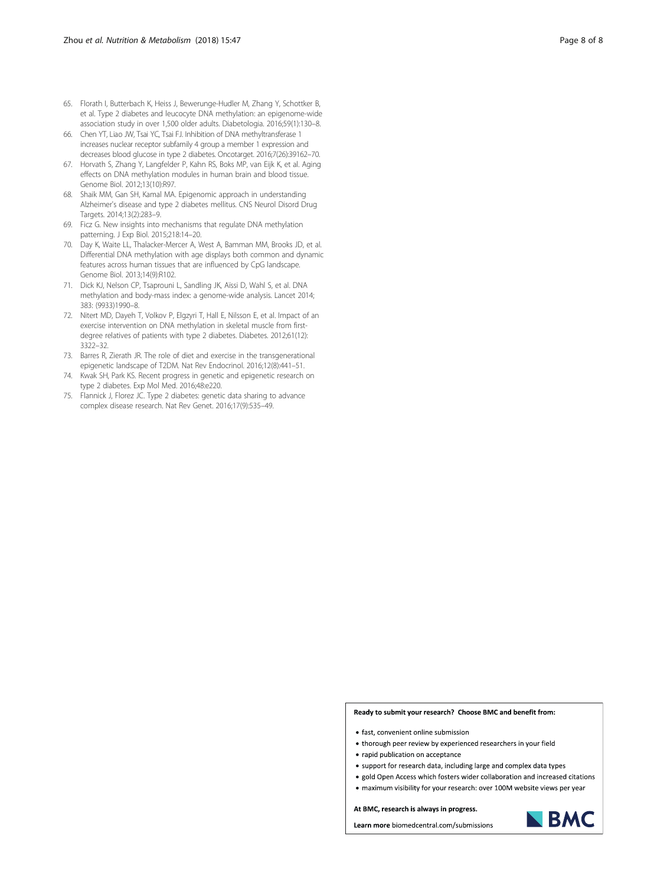65. Florath I, Butterbach K, Heiss J, Bewerunge-Hudler M, Zhang Y, Schottker B, et al. Type 2 diabetes and leucocyte DNA methylation: an epigenome-wide association study in over 1,500 older adults. Diabetologia. 2016;59(1):130–8.
66. Chen YT, Liao JW, Tsai YC, Tsai FJ. Inhibition of DNA methyltransferase 1 increases nuclear receptor subfamily 4 group a member 1 expression and decreases blood glucose in type 2 diabetes. Oncotarget. 2016;7(26):39162–70.
67. Horvath S, Zhang Y, Langfelder P, Kahn RS, Boks MP, van Eijk K, et al. Aging effects on DNA methylation modules in human brain and blood tissue. Genome Biol. 2012;13(10):R97.
68. Shaik MM, Gan SH, Kamal MA. Epigenomic approach in understanding Alzheimer's disease and type 2 diabetes mellitus. CNS Neurol Disord Drug Targets. 2014;13(2):283–9.
69. Ficz G. New insights into mechanisms that regulate DNA methylation patterning. J Exp Biol. 2015;218:14–20.
70. Day K, Waite LL, Thalacker-Mercer A, West A, Bamman MM, Brooks JD, et al. Differential DNA methylation with age displays both common and dynamic features across human tissues that are influenced by CpG landscape. Genome Biol. 2013;14(9):R102.
71. Dick KJ, Nelson CP, Tsaprouni L, Sandling JK, Aïssi D, Wahl S, et al. DNA methylation and body-mass index: a genome-wide analysis. Lancet 2014; 383: (9933)1990–8.
72. Nitert MD, Dayeh T, Volkov P, Elgzyri T, Hall E, Nilsson E, et al. Impact of an exercise intervention on DNA methylation in skeletal muscle from first-degree relatives of patients with type 2 diabetes. Diabetes. 2012;61(12): 3322–32.
73. Barres R, Zierath JR. The role of diet and exercise in the transgenerational epigenetic landscape of T2DM. Nat Rev Endocrinol. 2016;12(8):441–51.
74. Kwak SH, Park KS. Recent progress in genetic and epigenetic research on type 2 diabetes. Exp Mol Med. 2016;48:e220.
75. Flannick J, Florez JC. Type 2 diabetes: genetic data sharing to advance complex disease research. Nat Rev Genet. 2016;17(9):535–49.

**Ready to submit your research? Choose BMC and benefit from:**

- fast, convenient online submission
- thorough peer review by experienced researchers in your field
- rapid publication on acceptance
- support for research data, including large and complex data types
- gold Open Access which fosters wider collaboration and increased citations
- maximum visibility for your research: over 100M website views per year

**At BMC, research is always in progress.**

**Learn more** biomedcentral.com/submissions

BMC